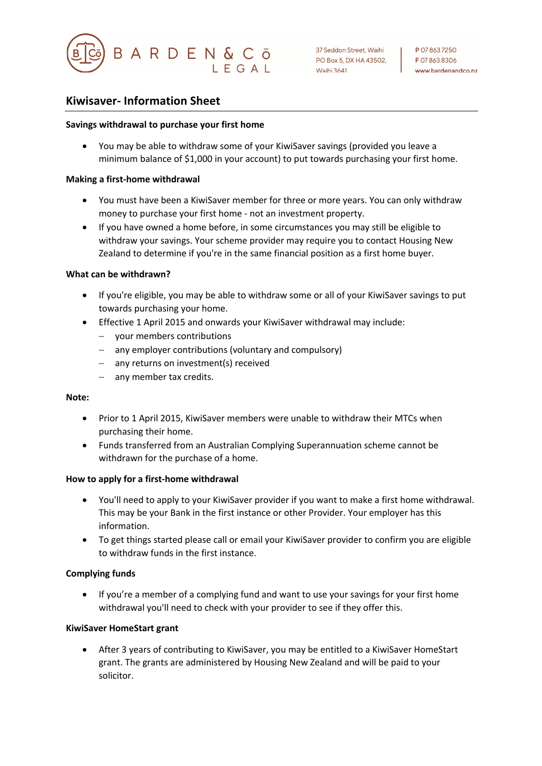# Kiwisaver- Information Sheet

**Savings withdrawal to purchase your first home**

- You may be able to withdraw some of your KiwiSaver savings (provided you leave a minimum balance of $1,000 in your account) to put towards purchasing your first home.

**Making a first-home withdrawal**

- You must have been a KiwiSaver member for three or more years. You can only withdraw money to purchase your first home - not an investment property.
- If you have owned a home before, in some circumstances you may still be eligible to withdraw your savings. Your scheme provider may require you to contact Housing New Zealand to determine if you're in the same financial position as a first home buyer.

**What can be withdrawn?**

- If you're eligible, you may be able to withdraw some or all of your KiwiSaver savings to put towards purchasing your home.
- Effective 1 April 2015 and onwards your KiwiSaver withdrawal may include:
  - your members contributions
  - any employer contributions (voluntary and compulsory)
  - any returns on investment(s) received
  - any member tax credits.

**Note:**

- Prior to 1 April 2015, KiwiSaver members were unable to withdraw their MTCs when purchasing their home.
- Funds transferred from an Australian Complying Superannuation scheme cannot be withdrawn for the purchase of a home.

**How to apply for a first-home withdrawal**

- You'll need to apply to your KiwiSaver provider if you want to make a first home withdrawal. This may be your Bank in the first instance or other Provider. Your employer has this information.
- To get things started please call or email your KiwiSaver provider to confirm you are eligible to withdraw funds in the first instance.

**Complying funds**

- If you're a member of a complying fund and want to use your savings for your first home withdrawal you'll need to check with your provider to see if they offer this.

**KiwiSaver HomeStart grant**

- After 3 years of contributing to KiwiSaver, you may be entitled to a KiwiSaver HomeStart grant. The grants are administered by Housing New Zealand and will be paid to your solicitor.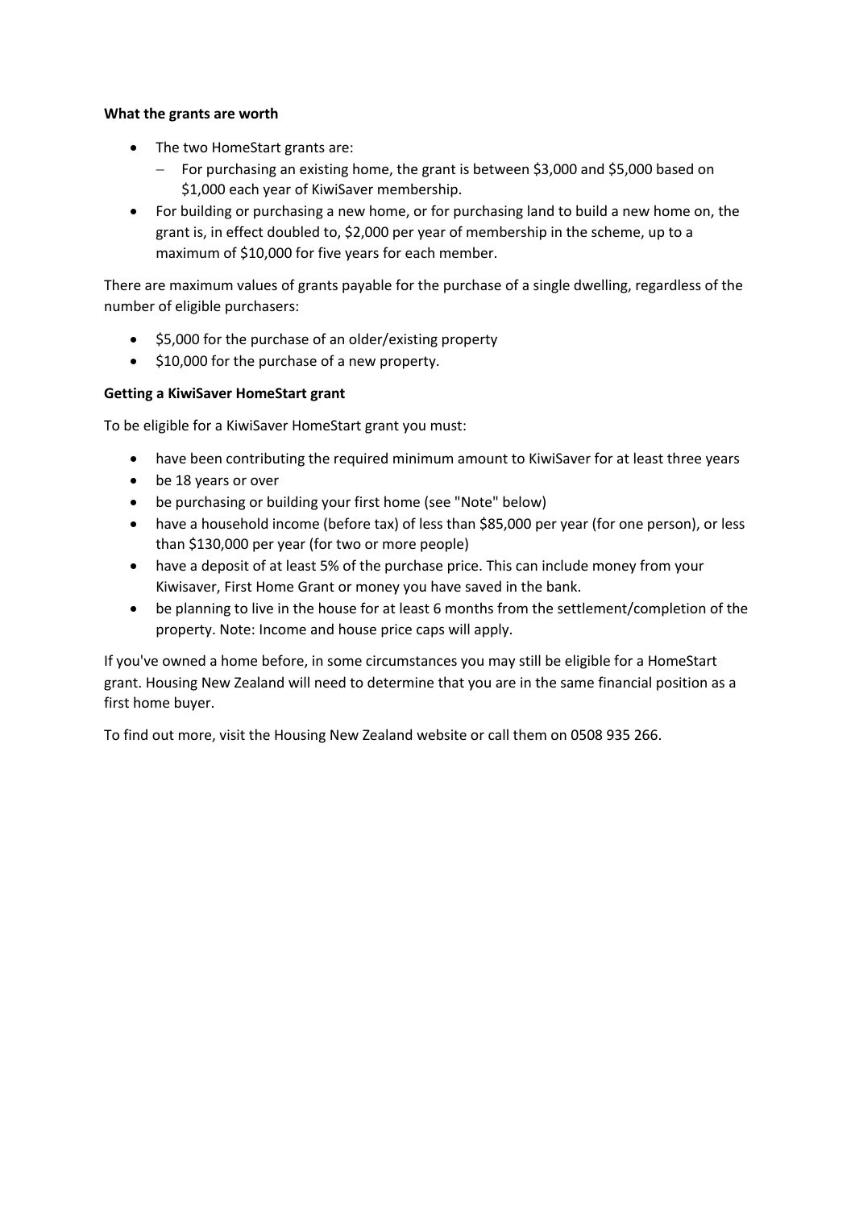**What the grants are worth**

- The two HomeStart grants are:
  - For purchasing an existing home, the grant is between $3,000 and $5,000 based on $1,000 each year of KiwiSaver membership.
- For building or purchasing a new home, or for purchasing land to build a new home on, the grant is, in effect doubled to, $2,000 per year of membership in the scheme, up to a maximum of $10,000 for five years for each member.

There are maximum values of grants payable for the purchase of a single dwelling, regardless of the number of eligible purchasers:

- $5,000 for the purchase of an older/existing property
- $10,000 for the purchase of a new property.

**Getting a KiwiSaver HomeStart grant**

To be eligible for a KiwiSaver HomeStart grant you must:

- have been contributing the required minimum amount to KiwiSaver for at least three years
- be 18 years or over
- be purchasing or building your first home (see "Note" below)
- have a household income (before tax) of less than $85,000 per year (for one person), or less than $130,000 per year (for two or more people)
- have a deposit of at least 5% of the purchase price. This can include money from your Kiwisaver, First Home Grant or money you have saved in the bank.
- be planning to live in the house for at least 6 months from the settlement/completion of the property. Note: Income and house price caps will apply.

If you've owned a home before, in some circumstances you may still be eligible for a HomeStart grant. Housing New Zealand will need to determine that you are in the same financial position as a first home buyer.

To find out more, visit the Housing New Zealand website or call them on 0508 935 266.